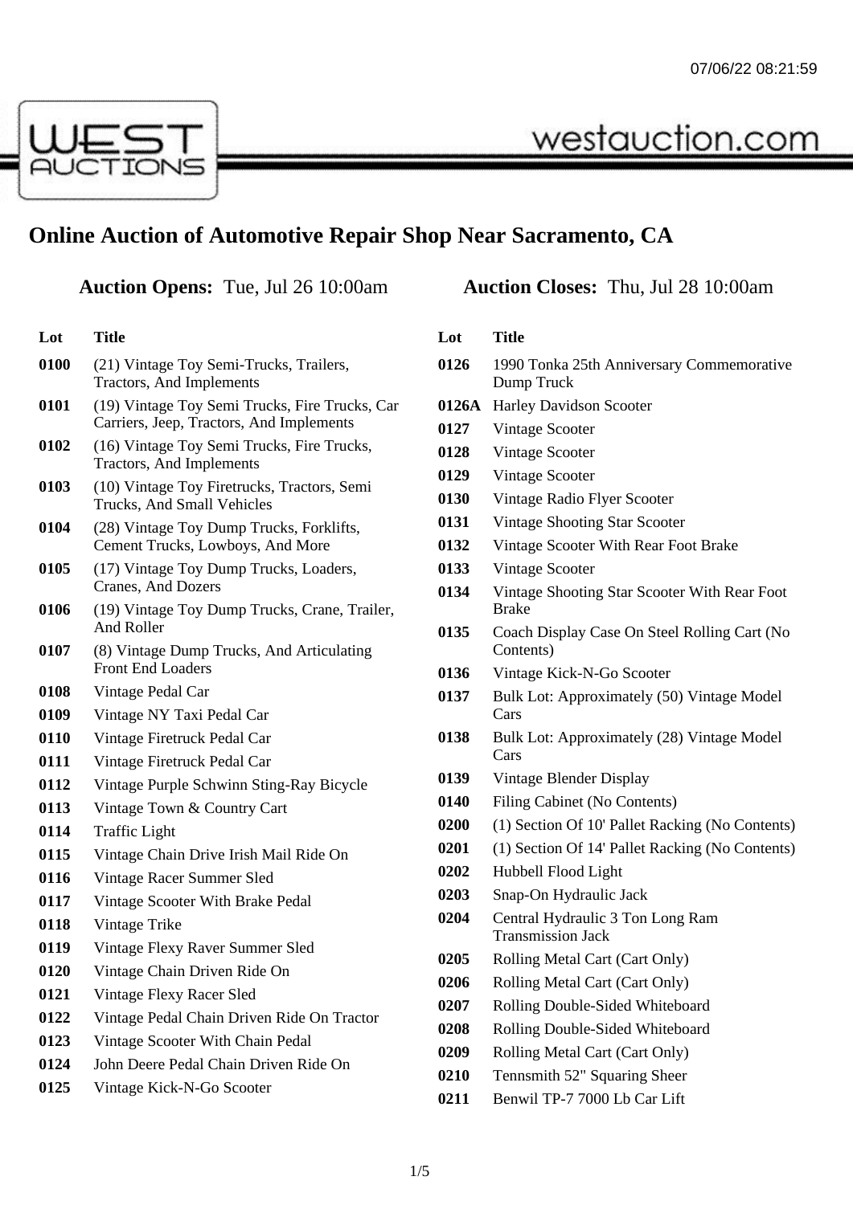07/06/22 08:21:59

WEST AUCTIONS

westauction.com

# Online Auction of Automotive Repair Shop Near Sacramento, CA

**Auction Opens:** Tue, Jul 26 10:00am **Auction Closes:** Thu, Jul 28 10:00am

| Lot | Title |
|---|---|
| **0100** | (21) Vintage Toy Semi-Trucks, Trailers, Tractors, And Implements |
| **0101** | (19) Vintage Toy Semi Trucks, Fire Trucks, Car Carriers, Jeep, Tractors, And Implements |
| **0102** | (16) Vintage Toy Semi Trucks, Fire Trucks, Tractors, And Implements |
| **0103** | (10) Vintage Toy Firetrucks, Tractors, Semi Trucks, And Small Vehicles |
| **0104** | (28) Vintage Toy Dump Trucks, Forklifts, Cement Trucks, Lowboys, And More |
| **0105** | (17) Vintage Toy Dump Trucks, Loaders, Cranes, And Dozers |
| **0106** | (19) Vintage Toy Dump Trucks, Crane, Trailer, And Roller |
| **0107** | (8) Vintage Dump Trucks, And Articulating Front End Loaders |
| **0108** | Vintage Pedal Car |
| **0109** | Vintage NY Taxi Pedal Car |
| **0110** | Vintage Firetruck Pedal Car |
| **0111** | Vintage Firetruck Pedal Car |
| **0112** | Vintage Purple Schwinn Sting-Ray Bicycle |
| **0113** | Vintage Town & Country Cart |
| **0114** | Traffic Light |
| **0115** | Vintage Chain Drive Irish Mail Ride On |
| **0116** | Vintage Racer Summer Sled |
| **0117** | Vintage Scooter With Brake Pedal |
| **0118** | Vintage Trike |
| **0119** | Vintage Flexy Raver Summer Sled |
| **0120** | Vintage Chain Driven Ride On |
| **0121** | Vintage Flexy Racer Sled |
| **0122** | Vintage Pedal Chain Driven Ride On Tractor |
| **0123** | Vintage Scooter With Chain Pedal |
| **0124** | John Deere Pedal Chain Driven Ride On |
| **0125** | Vintage Kick-N-Go Scooter |
| **0126** | 1990 Tonka 25th Anniversary Commemorative Dump Truck |
| **0126A** | Harley Davidson Scooter |
| **0127** | Vintage Scooter |
| **0128** | Vintage Scooter |
| **0129** | Vintage Scooter |
| **0130** | Vintage Radio Flyer Scooter |
| **0131** | Vintage Shooting Star Scooter |
| **0132** | Vintage Scooter With Rear Foot Brake |
| **0133** | Vintage Scooter |
| **0134** | Vintage Shooting Star Scooter With Rear Foot Brake |
| **0135** | Coach Display Case On Steel Rolling Cart (No Contents) |
| **0136** | Vintage Kick-N-Go Scooter |
| **0137** | Bulk Lot: Approximately (50) Vintage Model Cars |
| **0138** | Bulk Lot: Approximately (28) Vintage Model Cars |
| **0139** | Vintage Blender Display |
| **0140** | Filing Cabinet (No Contents) |
| **0200** | (1) Section Of 10' Pallet Racking (No Contents) |
| **0201** | (1) Section Of 14' Pallet Racking (No Contents) |
| **0202** | Hubbell Flood Light |
| **0203** | Snap-On Hydraulic Jack |
| **0204** | Central Hydraulic 3 Ton Long Ram Transmission Jack |
| **0205** | Rolling Metal Cart (Cart Only) |
| **0206** | Rolling Metal Cart (Cart Only) |
| **0207** | Rolling Double-Sided Whiteboard |
| **0208** | Rolling Double-Sided Whiteboard |
| **0209** | Rolling Metal Cart (Cart Only) |
| **0210** | Tennsmith 52" Squaring Sheer |
| **0211** | Benwil TP-7 7000 Lb Car Lift |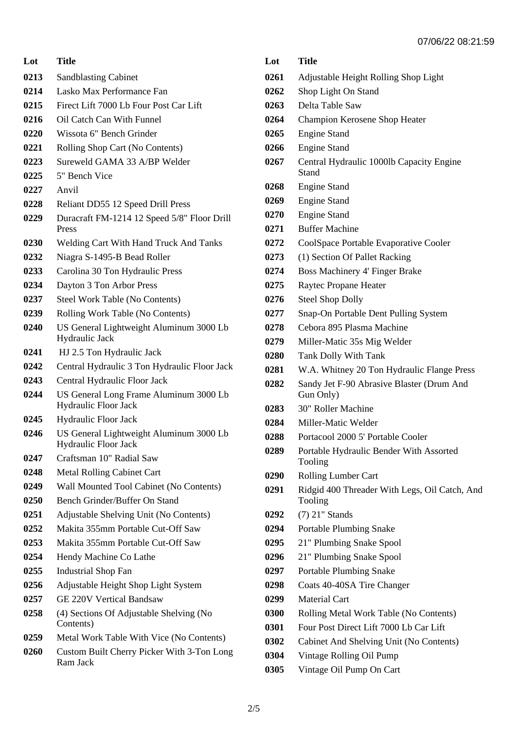| Lot | Title |
| --- | --- |
| 0213 | Sandblasting Cabinet |
| 0214 | Lasko Max Performance Fan |
| 0215 | Firect Lift 7000 Lb Four Post Car Lift |
| 0216 | Oil Catch Can With Funnel |
| 0220 | Wissota 6" Bench Grinder |
| 0221 | Rolling Shop Cart (No Contents) |
| 0223 | Sureweld GAMA 33 A/BP Welder |
| 0225 | 5" Bench Vice |
| 0227 | Anvil |
| 0228 | Reliant DD55 12 Speed Drill Press |
| 0229 | Duracraft FM-1214 12 Speed 5/8" Floor Drill Press |
| 0230 | Welding Cart With Hand Truck And Tanks |
| 0232 | Niagra S-1495-B Bead Roller |
| 0233 | Carolina 30 Ton Hydraulic Press |
| 0234 | Dayton 3 Ton Arbor Press |
| 0237 | Steel Work Table (No Contents) |
| 0239 | Rolling Work Table (No Contents) |
| 0240 | US General Lightweight Aluminum 3000 Lb Hydraulic Jack |
| 0241 | HJ 2.5 Ton Hydraulic Jack |
| 0242 | Central Hydraulic 3 Ton Hydraulic Floor Jack |
| 0243 | Central Hydraulic Floor Jack |
| 0244 | US General Long Frame Aluminum 3000 Lb Hydraulic Floor Jack |
| 0245 | Hydraulic Floor Jack |
| 0246 | US General Lightweight Aluminum 3000 Lb Hydraulic Floor Jack |
| 0247 | Craftsman 10" Radial Saw |
| 0248 | Metal Rolling Cabinet Cart |
| 0249 | Wall Mounted Tool Cabinet (No Contents) |
| 0250 | Bench Grinder/Buffer On Stand |
| 0251 | Adjustable Shelving Unit (No Contents) |
| 0252 | Makita 355mm Portable Cut-Off Saw |
| 0253 | Makita 355mm Portable Cut-Off Saw |
| 0254 | Hendy Machine Co Lathe |
| 0255 | Industrial Shop Fan |
| 0256 | Adjustable Height Shop Light System |
| 0257 | GE 220V Vertical Bandsaw |
| 0258 | (4) Sections Of Adjustable Shelving (No Contents) |
| 0259 | Metal Work Table With Vice (No Contents) |
| 0260 | Custom Built Cherry Picker With 3-Ton Long Ram Jack |
| 0261 | Adjustable Height Rolling Shop Light |
| 0262 | Shop Light On Stand |
| 0263 | Delta Table Saw |
| 0264 | Champion Kerosene Shop Heater |
| 0265 | Engine Stand |
| 0266 | Engine Stand |
| 0267 | Central Hydraulic 1000lb Capacity Engine Stand |
| 0268 | Engine Stand |
| 0269 | Engine Stand |
| 0270 | Engine Stand |
| 0271 | Buffer Machine |
| 0272 | CoolSpace Portable Evaporative Cooler |
| 0273 | (1) Section Of Pallet Racking |
| 0274 | Boss Machinery 4' Finger Brake |
| 0275 | Raytec Propane Heater |
| 0276 | Steel Shop Dolly |
| 0277 | Snap-On Portable Dent Pulling System |
| 0278 | Cebora 895 Plasma Machine |
| 0279 | Miller-Matic 35s Mig Welder |
| 0280 | Tank Dolly With Tank |
| 0281 | W.A. Whitney 20 Ton Hydraulic Flange Press |
| 0282 | Sandy Jet F-90 Abrasive Blaster (Drum And Gun Only) |
| 0283 | 30" Roller Machine |
| 0284 | Miller-Matic Welder |
| 0288 | Portacool 2000 5' Portable Cooler |
| 0289 | Portable Hydraulic Bender With Assorted Tooling |
| 0290 | Rolling Lumber Cart |
| 0291 | Ridgid 400 Threader With Legs, Oil Catch, And Tooling |
| 0292 | (7) 21" Stands |
| 0294 | Portable Plumbing Snake |
| 0295 | 21" Plumbing Snake Spool |
| 0296 | 21" Plumbing Snake Spool |
| 0297 | Portable Plumbing Snake |
| 0298 | Coats 40-40SA Tire Changer |
| 0299 | Material Cart |
| 0300 | Rolling Metal Work Table (No Contents) |
| 0301 | Four Post Direct Lift 7000 Lb Car Lift |
| 0302 | Cabinet And Shelving Unit (No Contents) |
| 0304 | Vintage Rolling Oil Pump |
| 0305 | Vintage Oil Pump On Cart |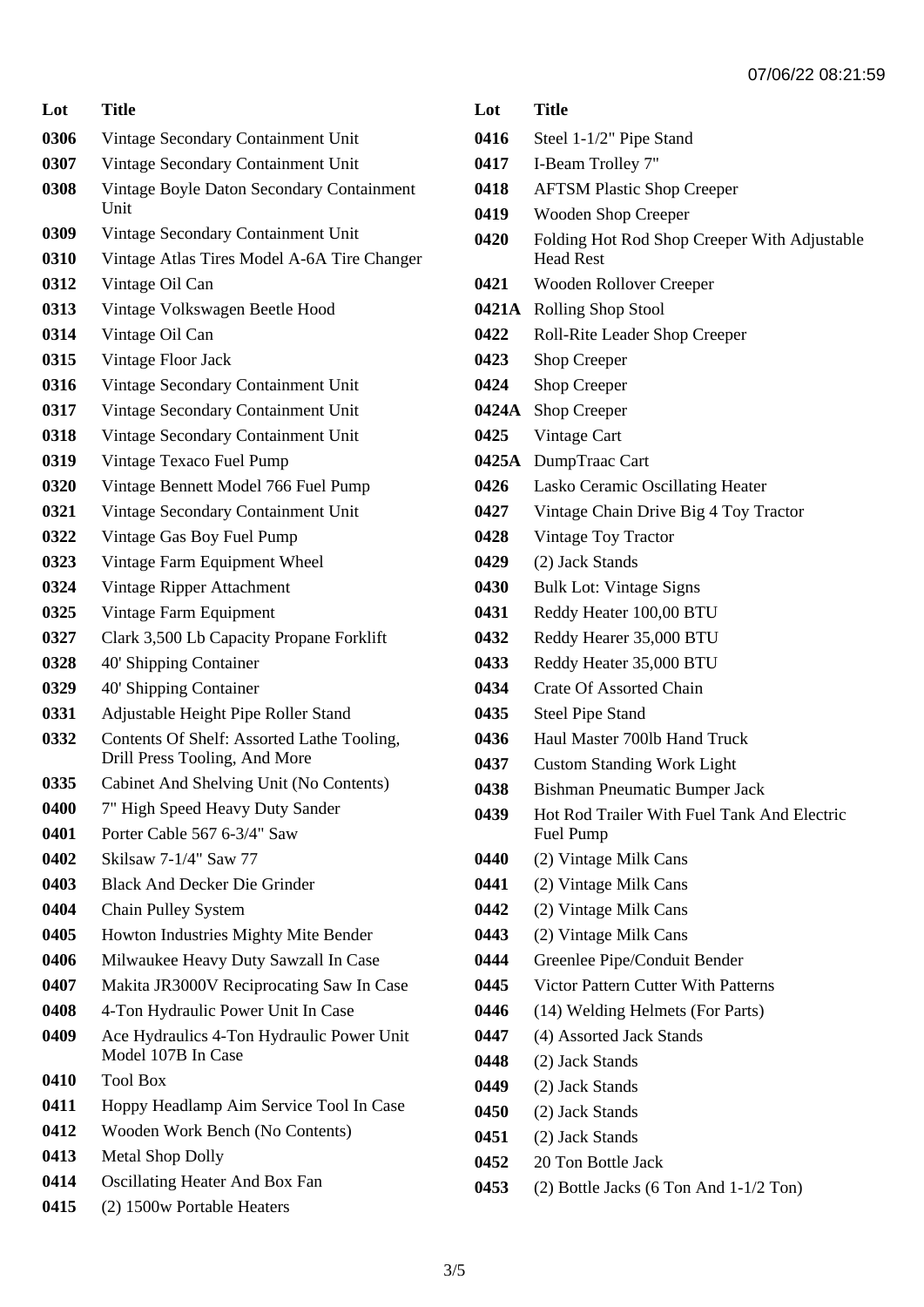| Lot | Title |
| --- | --- |
| 0306 | Vintage Secondary Containment Unit |
| 0307 | Vintage Secondary Containment Unit |
| 0308 | Vintage Boyle Daton Secondary Containment Unit |
| 0309 | Vintage Secondary Containment Unit |
| 0310 | Vintage Atlas Tires Model A-6A Tire Changer |
| 0312 | Vintage Oil Can |
| 0313 | Vintage Volkswagen Beetle Hood |
| 0314 | Vintage Oil Can |
| 0315 | Vintage Floor Jack |
| 0316 | Vintage Secondary Containment Unit |
| 0317 | Vintage Secondary Containment Unit |
| 0318 | Vintage Secondary Containment Unit |
| 0319 | Vintage Texaco Fuel Pump |
| 0320 | Vintage Bennett Model 766 Fuel Pump |
| 0321 | Vintage Secondary Containment Unit |
| 0322 | Vintage Gas Boy Fuel Pump |
| 0323 | Vintage Farm Equipment Wheel |
| 0324 | Vintage Ripper Attachment |
| 0325 | Vintage Farm Equipment |
| 0327 | Clark 3,500 Lb Capacity Propane Forklift |
| 0328 | 40' Shipping Container |
| 0329 | 40' Shipping Container |
| 0331 | Adjustable Height Pipe Roller Stand |
| 0332 | Contents Of Shelf: Assorted Lathe Tooling, Drill Press Tooling, And More |
| 0335 | Cabinet And Shelving Unit (No Contents) |
| 0400 | 7" High Speed Heavy Duty Sander |
| 0401 | Porter Cable 567 6-3/4" Saw |
| 0402 | Skilsaw 7-1/4" Saw 77 |
| 0403 | Black And Decker Die Grinder |
| 0404 | Chain Pulley System |
| 0405 | Howton Industries Mighty Mite Bender |
| 0406 | Milwaukee Heavy Duty Sawzall In Case |
| 0407 | Makita JR3000V Reciprocating Saw In Case |
| 0408 | 4-Ton Hydraulic Power Unit In Case |
| 0409 | Ace Hydraulics 4-Ton Hydraulic Power Unit Model 107B In Case |
| 0410 | Tool Box |
| 0411 | Hoppy Headlamp Aim Service Tool In Case |
| 0412 | Wooden Work Bench (No Contents) |
| 0413 | Metal Shop Dolly |
| 0414 | Oscillating Heater And Box Fan |
| 0415 | (2) 1500w Portable Heaters |
| 0416 | Steel 1-1/2" Pipe Stand |
| 0417 | I-Beam Trolley 7" |
| 0418 | AFTSM Plastic Shop Creeper |
| 0419 | Wooden Shop Creeper |
| 0420 | Folding Hot Rod Shop Creeper With Adjustable Head Rest |
| 0421 | Wooden Rollover Creeper |
| 0421A | Rolling Shop Stool |
| 0422 | Roll-Rite Leader Shop Creeper |
| 0423 | Shop Creeper |
| 0424 | Shop Creeper |
| 0424A | Shop Creeper |
| 0425 | Vintage Cart |
| 0425A | DumpTraac Cart |
| 0426 | Lasko Ceramic Oscillating Heater |
| 0427 | Vintage Chain Drive Big 4 Toy Tractor |
| 0428 | Vintage Toy Tractor |
| 0429 | (2) Jack Stands |
| 0430 | Bulk Lot: Vintage Signs |
| 0431 | Reddy Heater 100,00 BTU |
| 0432 | Reddy Hearer 35,000 BTU |
| 0433 | Reddy Heater 35,000 BTU |
| 0434 | Crate Of Assorted Chain |
| 0435 | Steel Pipe Stand |
| 0436 | Haul Master 700lb Hand Truck |
| 0437 | Custom Standing Work Light |
| 0438 | Bishman Pneumatic Bumper Jack |
| 0439 | Hot Rod Trailer With Fuel Tank And Electric Fuel Pump |
| 0440 | (2) Vintage Milk Cans |
| 0441 | (2) Vintage Milk Cans |
| 0442 | (2) Vintage Milk Cans |
| 0443 | (2) Vintage Milk Cans |
| 0444 | Greenlee Pipe/Conduit Bender |
| 0445 | Victor Pattern Cutter With Patterns |
| 0446 | (14) Welding Helmets (For Parts) |
| 0447 | (4) Assorted Jack Stands |
| 0448 | (2) Jack Stands |
| 0449 | (2) Jack Stands |
| 0450 | (2) Jack Stands |
| 0451 | (2) Jack Stands |
| 0452 | 20 Ton Bottle Jack |
| 0453 | (2) Bottle Jacks (6 Ton And 1-1/2 Ton) |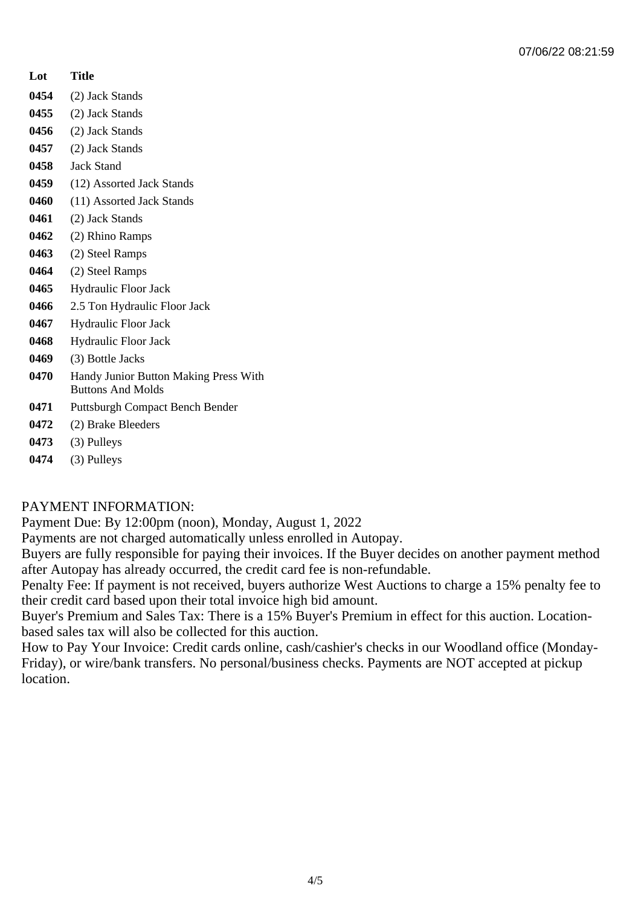| Lot | Title |
| --- | --- |
| 0454 | (2) Jack Stands |
| 0455 | (2) Jack Stands |
| 0456 | (2) Jack Stands |
| 0457 | (2) Jack Stands |
| 0458 | Jack Stand |
| 0459 | (12) Assorted Jack Stands |
| 0460 | (11) Assorted Jack Stands |
| 0461 | (2) Jack Stands |
| 0462 | (2) Rhino Ramps |
| 0463 | (2) Steel Ramps |
| 0464 | (2) Steel Ramps |
| 0465 | Hydraulic Floor Jack |
| 0466 | 2.5 Ton Hydraulic Floor Jack |
| 0467 | Hydraulic Floor Jack |
| 0468 | Hydraulic Floor Jack |
| 0469 | (3) Bottle Jacks |
| 0470 | Handy Junior Button Making Press With Buttons And Molds |
| 0471 | Puttsburgh Compact Bench Bender |
| 0472 | (2) Brake Bleeders |
| 0473 | (3) Pulleys |
| 0474 | (3) Pulleys |

PAYMENT INFORMATION:

Payment Due: By 12:00pm (noon), Monday, August 1, 2022

Payments are not charged automatically unless enrolled in Autopay.

Buyers are fully responsible for paying their invoices. If the Buyer decides on another payment method after Autopay has already occurred, the credit card fee is non-refundable.

Penalty Fee: If payment is not received, buyers authorize West Auctions to charge a 15% penalty fee to their credit card based upon their total invoice high bid amount.

Buyer's Premium and Sales Tax: There is a 15% Buyer's Premium in effect for this auction. Location-based sales tax will also be collected for this auction.

How to Pay Your Invoice: Credit cards online, cash/cashier's checks in our Woodland office (Monday-Friday), or wire/bank transfers. No personal/business checks. Payments are NOT accepted at pickup location.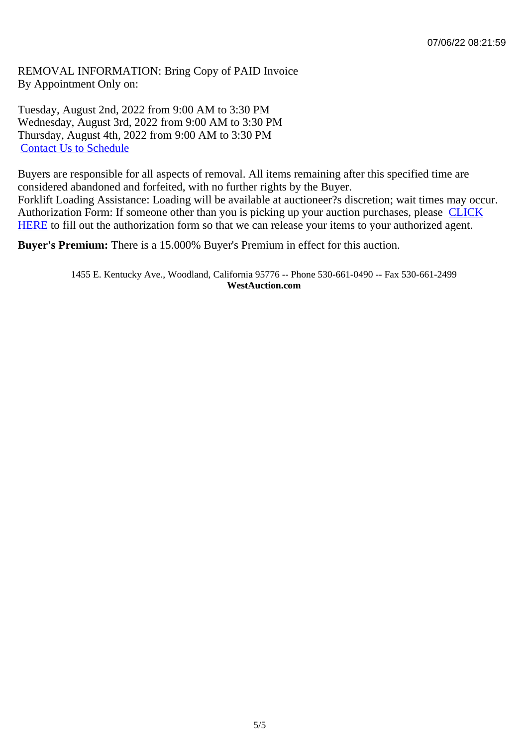REMOVAL INFORMATION: Bring Copy of PAID Invoice
By Appointment Only on:

Tuesday, August 2nd, 2022 from 9:00 AM to 3:30 PM
Wednesday, August 3rd, 2022 from 9:00 AM to 3:30 PM
Thursday, August 4th, 2022 from 9:00 AM to 3:30 PM
Contact Us to Schedule

Buyers are responsible for all aspects of removal. All items remaining after this specified time are considered abandoned and forfeited, with no further rights by the Buyer.
Forklift Loading Assistance: Loading will be available at auctioneer?s discretion; wait times may occur.
Authorization Form: If someone other than you is picking up your auction purchases, please CLICK HERE to fill out the authorization form so that we can release your items to your authorized agent.

**Buyer's Premium:** There is a 15.000% Buyer's Premium in effect for this auction.

1455 E. Kentucky Ave., Woodland, California 95776 -- Phone 530-661-0490 -- Fax 530-661-2499
**WestAuction.com**